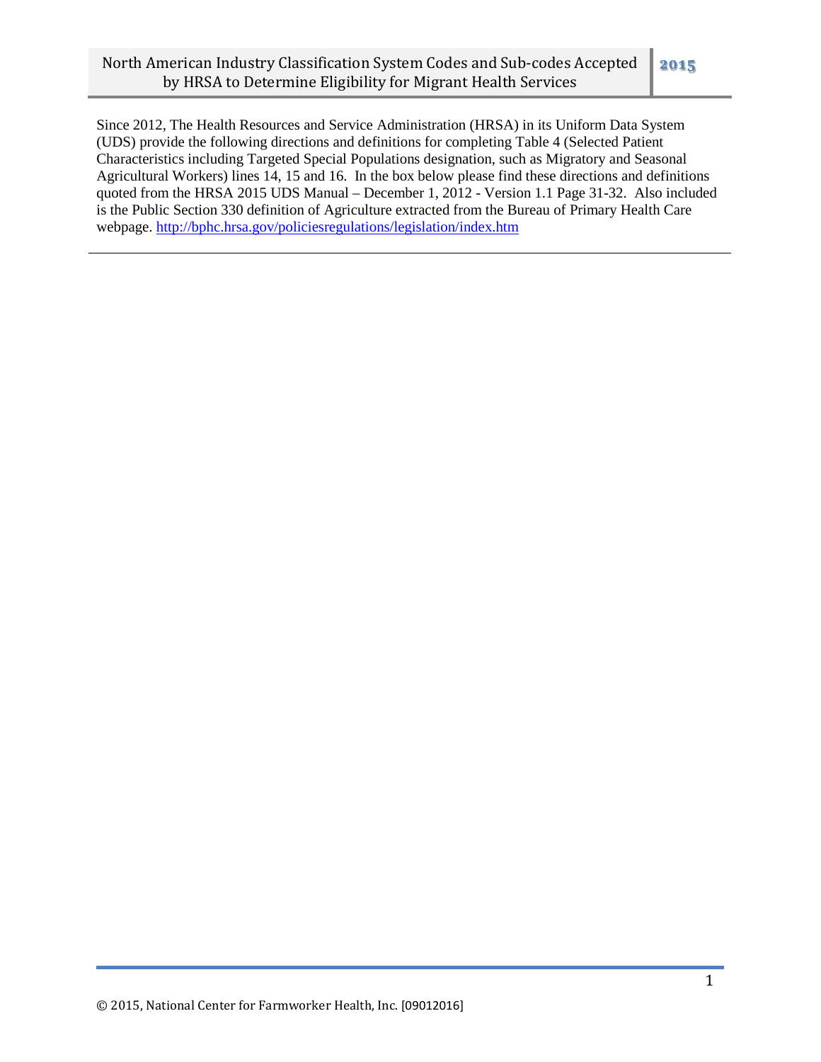# North American Industry Classification System Codes and Sub-codes Accepted by HRSA to Determine Eligibility for Migrant Health Services

**2015**

Since 2012, The Health Resources and Service Administration (HRSA) in its Uniform Data System (UDS) provide the following directions and definitions for completing Table 4 (Selected Patient Characteristics including Targeted Special Populations designation, such as Migratory and Seasonal Agricultural Workers) lines 14, 15 and 16. In the box below please find these directions and definitions quoted from the HRSA 2015 UDS Manual – December 1, 2012 - Version 1.1 Page 31-32. Also included is the Public Section 330 definition of Agriculture extracted from the Bureau of Primary Health Care webpage. [http://bphc.hrsa.gov/policiesregulations/legislation/index.htm](http://bphc.hrsa.gov/policiesregulations/legislation/index.htm)

---

© 2015, National Center for Farmworker Health, Inc. [09012016]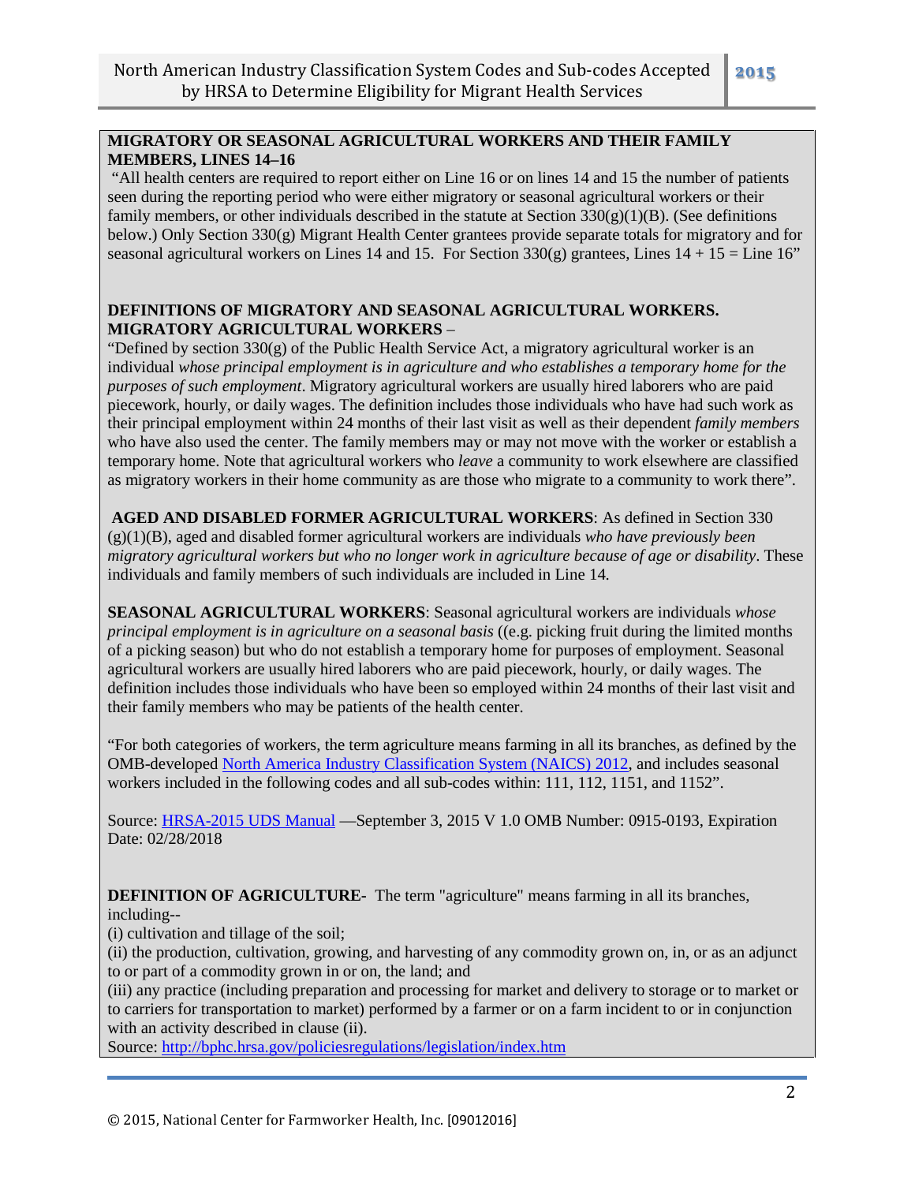**MIGRATORY OR SEASONAL AGRICULTURAL WORKERS AND THEIR FAMILY MEMBERS, LINES 14–16**

"All health centers are required to report either on Line 16 or on lines 14 and 15 the number of patients seen during the reporting period who were either migratory or seasonal agricultural workers or their family members, or other individuals described in the statute at Section 330(g)(1)(B). (See definitions below.) Only Section 330(g) Migrant Health Center grantees provide separate totals for migratory and for seasonal agricultural workers on Lines 14 and 15. For Section 330(g) grantees, Lines 14 + 15 = Line 16"

**DEFINITIONS OF MIGRATORY AND SEASONAL AGRICULTURAL WORKERS.**
**MIGRATORY AGRICULTURAL WORKERS** –
"Defined by section 330(g) of the Public Health Service Act, a migratory agricultural worker is an individual *whose principal employment is in agriculture and who establishes a temporary home for the purposes of such employment*. Migratory agricultural workers are usually hired laborers who are paid piecework, hourly, or daily wages. The definition includes those individuals who have had such work as their principal employment within 24 months of their last visit as well as their dependent *family members* who have also used the center. The family members may or may not move with the worker or establish a temporary home. Note that agricultural workers who *leave* a community to work elsewhere are classified as migratory workers in their home community as are those who migrate to a community to work there".

**AGED AND DISABLED FORMER AGRICULTURAL WORKERS**: As defined in Section 330 (g)(1)(B), aged and disabled former agricultural workers are individuals *who have previously been migratory agricultural workers but who no longer work in agriculture because of age or disability*. These individuals and family members of such individuals are included in Line 14.

**SEASONAL AGRICULTURAL WORKERS**: Seasonal agricultural workers are individuals *whose principal employment is in agriculture on a seasonal basis* ((e.g. picking fruit during the limited months of a picking season) but who do not establish a temporary home for purposes of employment. Seasonal agricultural workers are usually hired laborers who are paid piecework, hourly, or daily wages. The definition includes those individuals who have been so employed within 24 months of their last visit and their family members who may be patients of the health center.

"For both categories of workers, the term agriculture means farming in all its branches, as defined by the OMB-developed North America Industry Classification System (NAICS) 2012, and includes seasonal workers included in the following codes and all sub-codes within: 111, 112, 1151, and 1152".

Source: HRSA-2015 UDS Manual —September 3, 2015 V 1.0 OMB Number: 0915-0193, Expiration Date: 02/28/2018

**DEFINITION OF AGRICULTURE-** The term "agriculture" means farming in all its branches, including--
(i) cultivation and tillage of the soil;
(ii) the production, cultivation, growing, and harvesting of any commodity grown on, in, or as an adjunct to or part of a commodity grown in or on, the land; and
(iii) any practice (including preparation and processing for market and delivery to storage or to market or to carriers for transportation to market) performed by a farmer or on a farm incident to or in conjunction with an activity described in clause (ii).
Source: http://bphc.hrsa.gov/policiesregulations/legislation/index.htm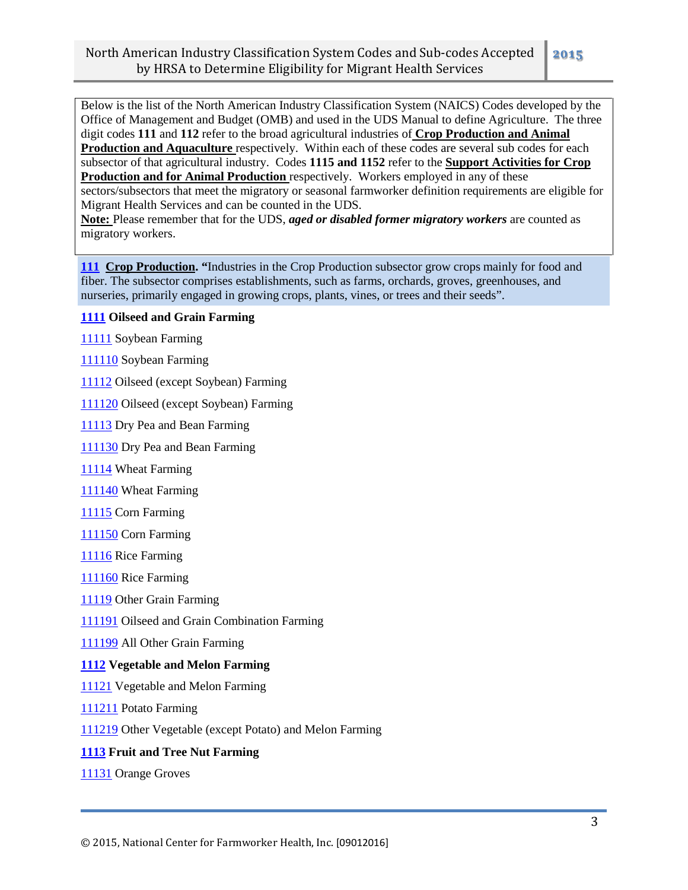Below is the list of the North American Industry Classification System (NAICS) Codes developed by the Office of Management and Budget (OMB) and used in the UDS Manual to define Agriculture. The three digit codes **111** and **112** refer to the broad agricultural industries of **Crop Production and Animal Production and Aquaculture** respectively. Within each of these codes are several sub codes for each subsector of that agricultural industry. Codes **1115 and 1152** refer to the **Support Activities for Crop Production and for Animal Production** respectively. Workers employed in any of these sectors/subsectors that meet the migratory or seasonal farmworker definition requirements are eligible for Migrant Health Services and can be counted in the UDS.

**Note:** Please remember that for the UDS, ***aged or disabled former migratory workers*** are counted as migratory workers.

## 111 Crop Production

**111 Crop Production. "**Industries in the Crop Production subsector grow crops mainly for food and fiber. The subsector comprises establishments, such as farms, orchards, groves, greenhouses, and nurseries, primarily engaged in growing crops, plants, vines, or trees and their seeds".

**1111 Oilseed and Grain Farming**

11111 Soybean Farming

111110 Soybean Farming

11112 Oilseed (except Soybean) Farming

111120 Oilseed (except Soybean) Farming

11113 Dry Pea and Bean Farming

111130 Dry Pea and Bean Farming

11114 Wheat Farming

111140 Wheat Farming

11115 Corn Farming

111150 Corn Farming

11116 Rice Farming

111160 Rice Farming

11119 Other Grain Farming

111191 Oilseed and Grain Combination Farming

111199 All Other Grain Farming

**1112 Vegetable and Melon Farming**

11121 Vegetable and Melon Farming

111211 Potato Farming

111219 Other Vegetable (except Potato) and Melon Farming

**1113 Fruit and Tree Nut Farming**

11131 Orange Groves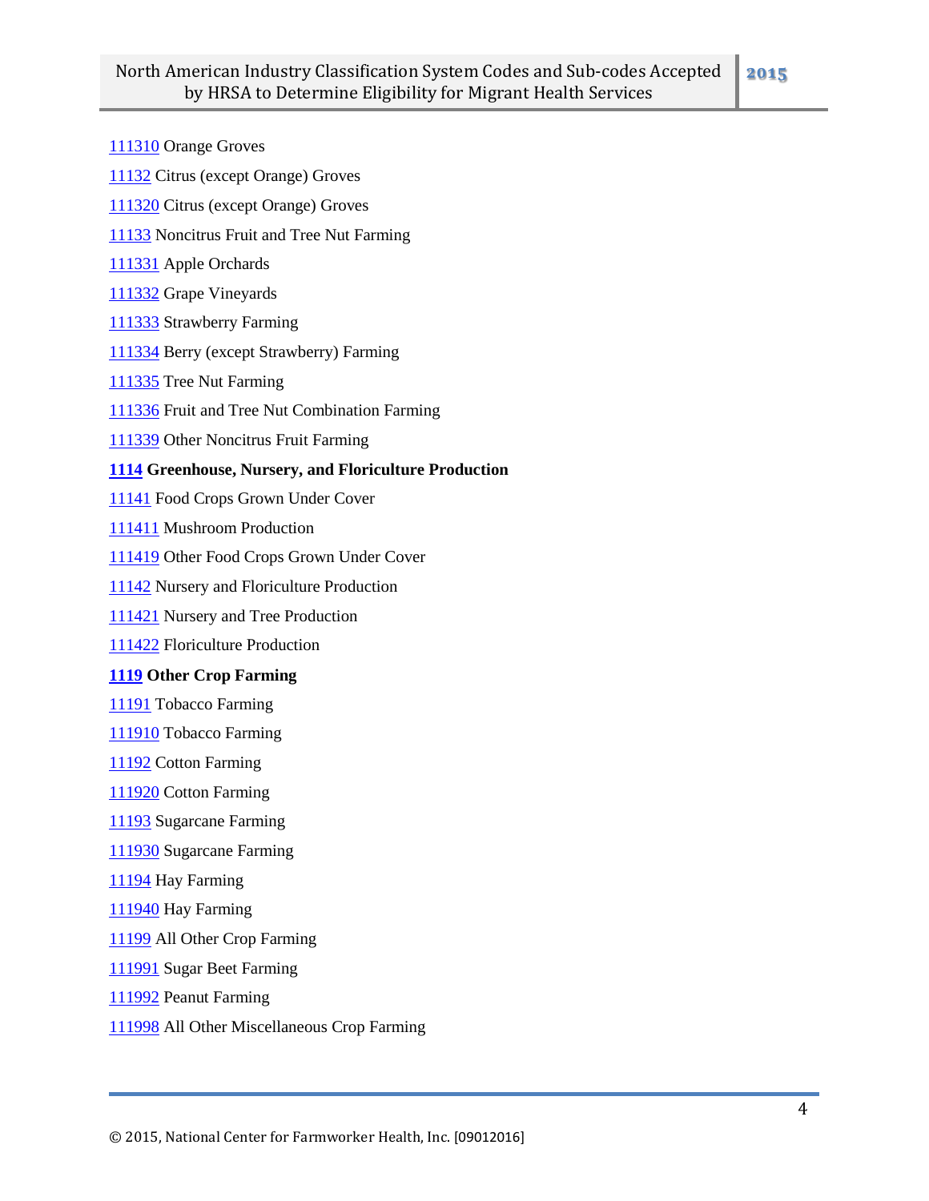111310 Orange Groves

11132 Citrus (except Orange) Groves

111320 Citrus (except Orange) Groves

11133 Noncitrus Fruit and Tree Nut Farming

111331 Apple Orchards

111332 Grape Vineyards

111333 Strawberry Farming

111334 Berry (except Strawberry) Farming

111335 Tree Nut Farming

111336 Fruit and Tree Nut Combination Farming

111339 Other Noncitrus Fruit Farming

**1114 Greenhouse, Nursery, and Floriculture Production**

11141 Food Crops Grown Under Cover

111411 Mushroom Production

111419 Other Food Crops Grown Under Cover

11142 Nursery and Floriculture Production

111421 Nursery and Tree Production

111422 Floriculture Production

**1119 Other Crop Farming**

11191 Tobacco Farming

111910 Tobacco Farming

11192 Cotton Farming

111920 Cotton Farming

11193 Sugarcane Farming

111930 Sugarcane Farming

11194 Hay Farming

111940 Hay Farming

11199 All Other Crop Farming

111991 Sugar Beet Farming

111992 Peanut Farming

111998 All Other Miscellaneous Crop Farming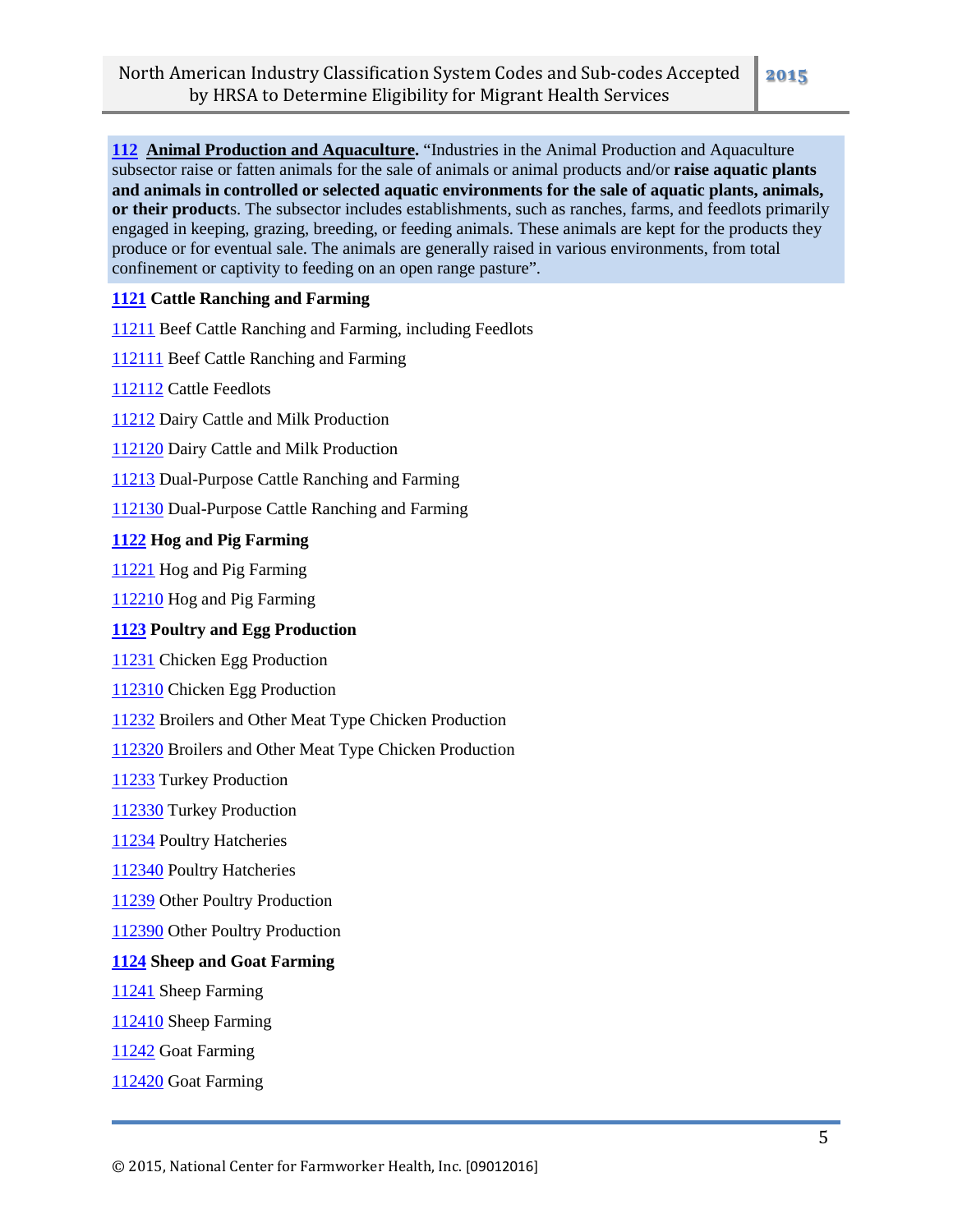**112 Animal Production and Aquaculture.** "Industries in the Animal Production and Aquaculture subsector raise or fatten animals for the sale of animals or animal products and/or **raise aquatic plants and animals in controlled or selected aquatic environments for the sale of aquatic plants, animals, or their product**s. The subsector includes establishments, such as ranches, farms, and feedlots primarily engaged in keeping, grazing, breeding, or feeding animals. These animals are kept for the products they produce or for eventual sale. The animals are generally raised in various environments, from total confinement or captivity to feeding on an open range pasture".

**1121 Cattle Ranching and Farming**

11211 Beef Cattle Ranching and Farming, including Feedlots

112111 Beef Cattle Ranching and Farming

112112 Cattle Feedlots

11212 Dairy Cattle and Milk Production

112120 Dairy Cattle and Milk Production

11213 Dual-Purpose Cattle Ranching and Farming

112130 Dual-Purpose Cattle Ranching and Farming

**1122 Hog and Pig Farming**

11221 Hog and Pig Farming

112210 Hog and Pig Farming

**1123 Poultry and Egg Production**

11231 Chicken Egg Production

112310 Chicken Egg Production

11232 Broilers and Other Meat Type Chicken Production

112320 Broilers and Other Meat Type Chicken Production

11233 Turkey Production

112330 Turkey Production

11234 Poultry Hatcheries

112340 Poultry Hatcheries

11239 Other Poultry Production

112390 Other Poultry Production

**1124 Sheep and Goat Farming**

11241 Sheep Farming

112410 Sheep Farming

11242 Goat Farming

112420 Goat Farming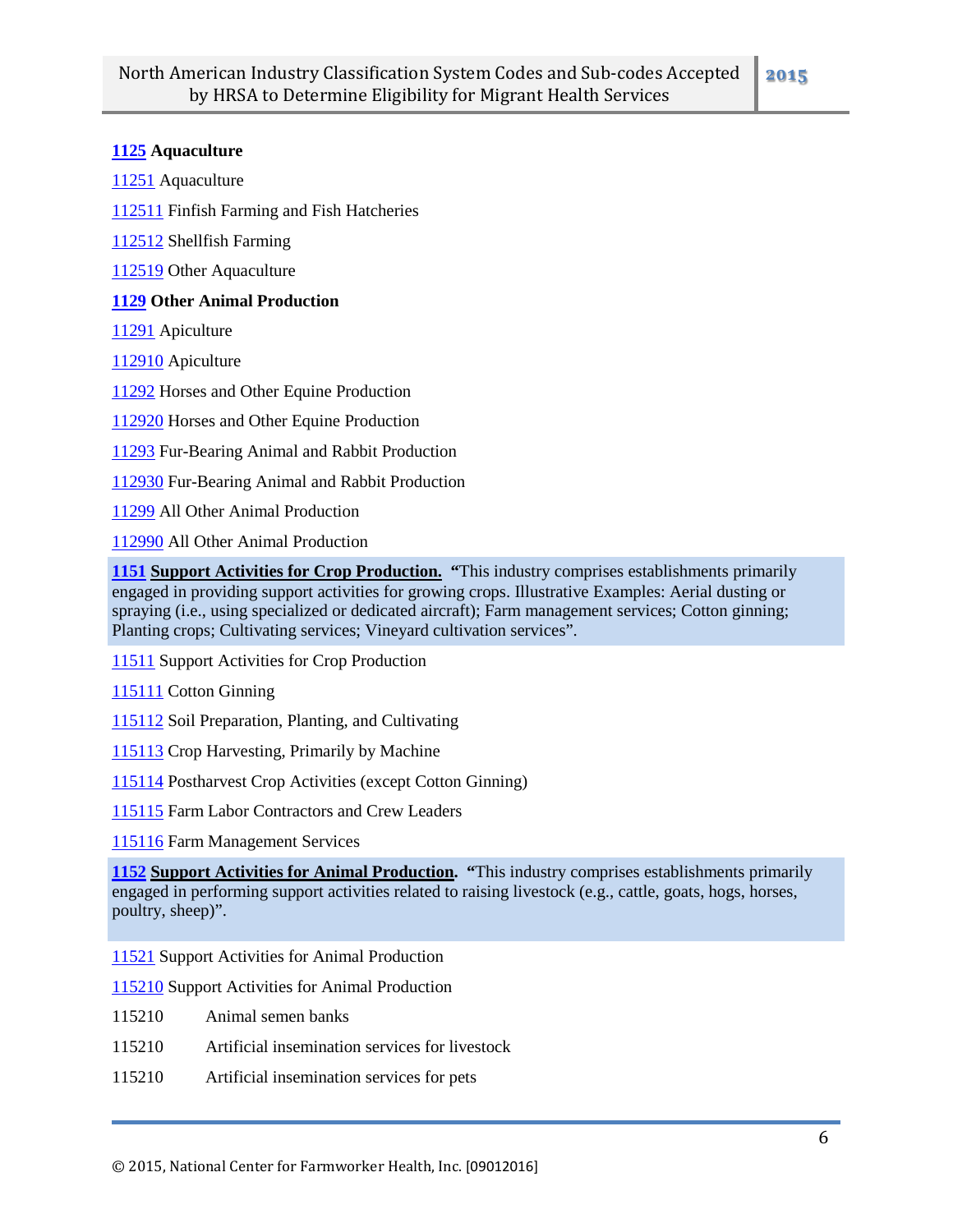**1125 Aquaculture**

11251 Aquaculture

112511 Finfish Farming and Fish Hatcheries

112512 Shellfish Farming

112519 Other Aquaculture

**1129 Other Animal Production**

11291 Apiculture

112910 Apiculture

11292 Horses and Other Equine Production

112920 Horses and Other Equine Production

11293 Fur-Bearing Animal and Rabbit Production

112930 Fur-Bearing Animal and Rabbit Production

11299 All Other Animal Production

112990 All Other Animal Production

**1151 Support Activities for Crop Production.** **"**This industry comprises establishments primarily engaged in providing support activities for growing crops. Illustrative Examples: Aerial dusting or spraying (i.e., using specialized or dedicated aircraft); Farm management services; Cotton ginning; Planting crops; Cultivating services; Vineyard cultivation services".

11511 Support Activities for Crop Production

115111 Cotton Ginning

115112 Soil Preparation, Planting, and Cultivating

115113 Crop Harvesting, Primarily by Machine

115114 Postharvest Crop Activities (except Cotton Ginning)

115115 Farm Labor Contractors and Crew Leaders

115116 Farm Management Services

**1152 Support Activities for Animal Production.** **"**This industry comprises establishments primarily engaged in performing support activities related to raising livestock (e.g., cattle, goats, hogs, horses, poultry, sheep)".

11521 Support Activities for Animal Production

115210 Support Activities for Animal Production

115210 Animal semen banks

115210 Artificial insemination services for livestock

115210 Artificial insemination services for pets

© 2015, National Center for Farmworker Health, Inc. [09012016]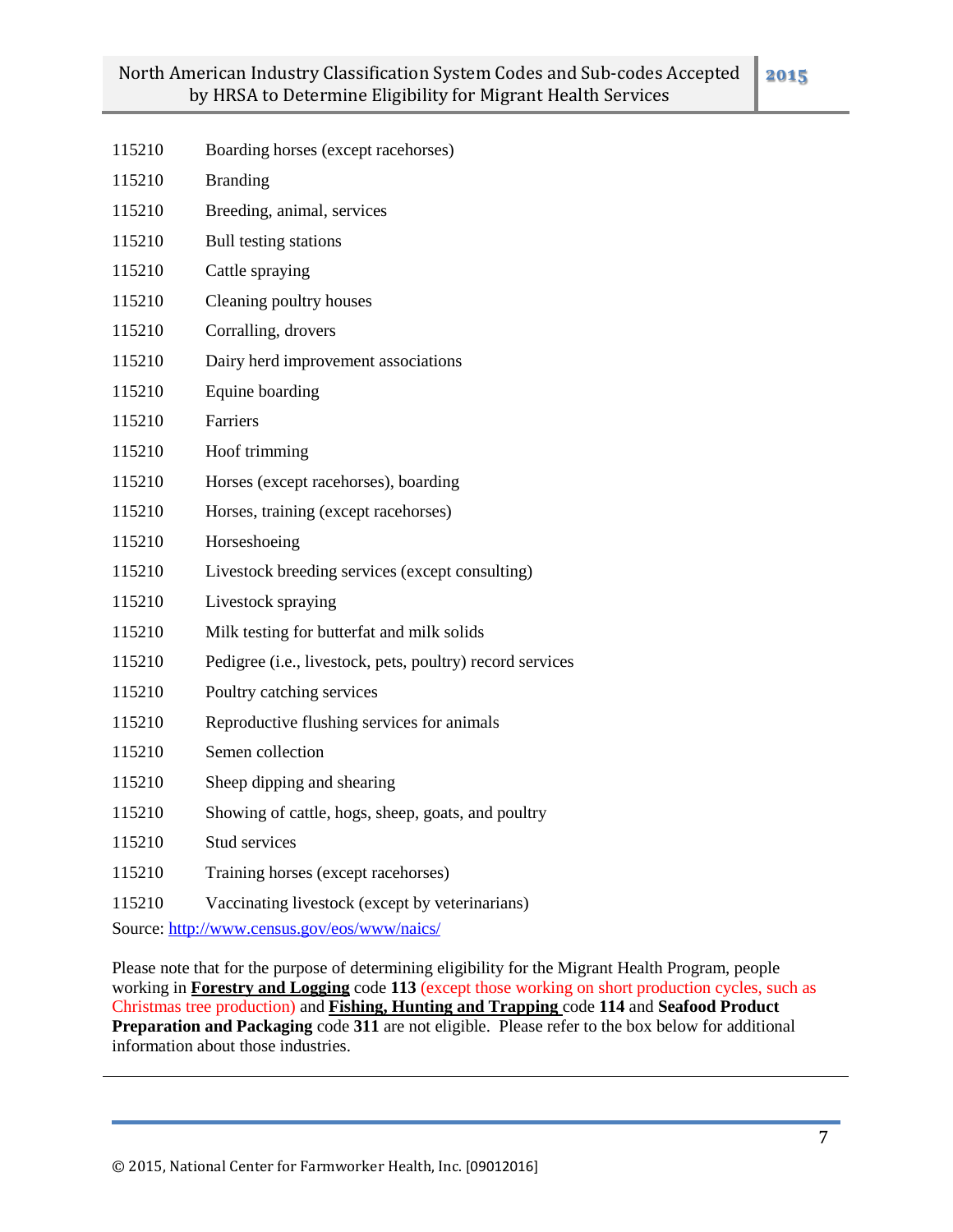| | |
|---|---|
| 115210 | Boarding horses (except racehorses) |
| 115210 | Branding |
| 115210 | Breeding, animal, services |
| 115210 | Bull testing stations |
| 115210 | Cattle spraying |
| 115210 | Cleaning poultry houses |
| 115210 | Corralling, drovers |
| 115210 | Dairy herd improvement associations |
| 115210 | Equine boarding |
| 115210 | Farriers |
| 115210 | Hoof trimming |
| 115210 | Horses (except racehorses), boarding |
| 115210 | Horses, training (except racehorses) |
| 115210 | Horseshoeing |
| 115210 | Livestock breeding services (except consulting) |
| 115210 | Livestock spraying |
| 115210 | Milk testing for butterfat and milk solids |
| 115210 | Pedigree (i.e., livestock, pets, poultry) record services |
| 115210 | Poultry catching services |
| 115210 | Reproductive flushing services for animals |
| 115210 | Semen collection |
| 115210 | Sheep dipping and shearing |
| 115210 | Showing of cattle, hogs, sheep, goats, and poultry |
| 115210 | Stud services |
| 115210 | Training horses (except racehorses) |
| 115210 | Vaccinating livestock (except by veterinarians) |

Source: http://www.census.gov/eos/www/naics/

Please note that for the purpose of determining eligibility for the Migrant Health Program, people working in **Forestry and Logging** code **113** (except those working on short production cycles, such as Christmas tree production) and **Fishing, Hunting and Trapping** code **114** and **Seafood Product Preparation and Packaging** code **311** are not eligible. Please refer to the box below for additional information about those industries.

© 2015, National Center for Farmworker Health, Inc. [09012016]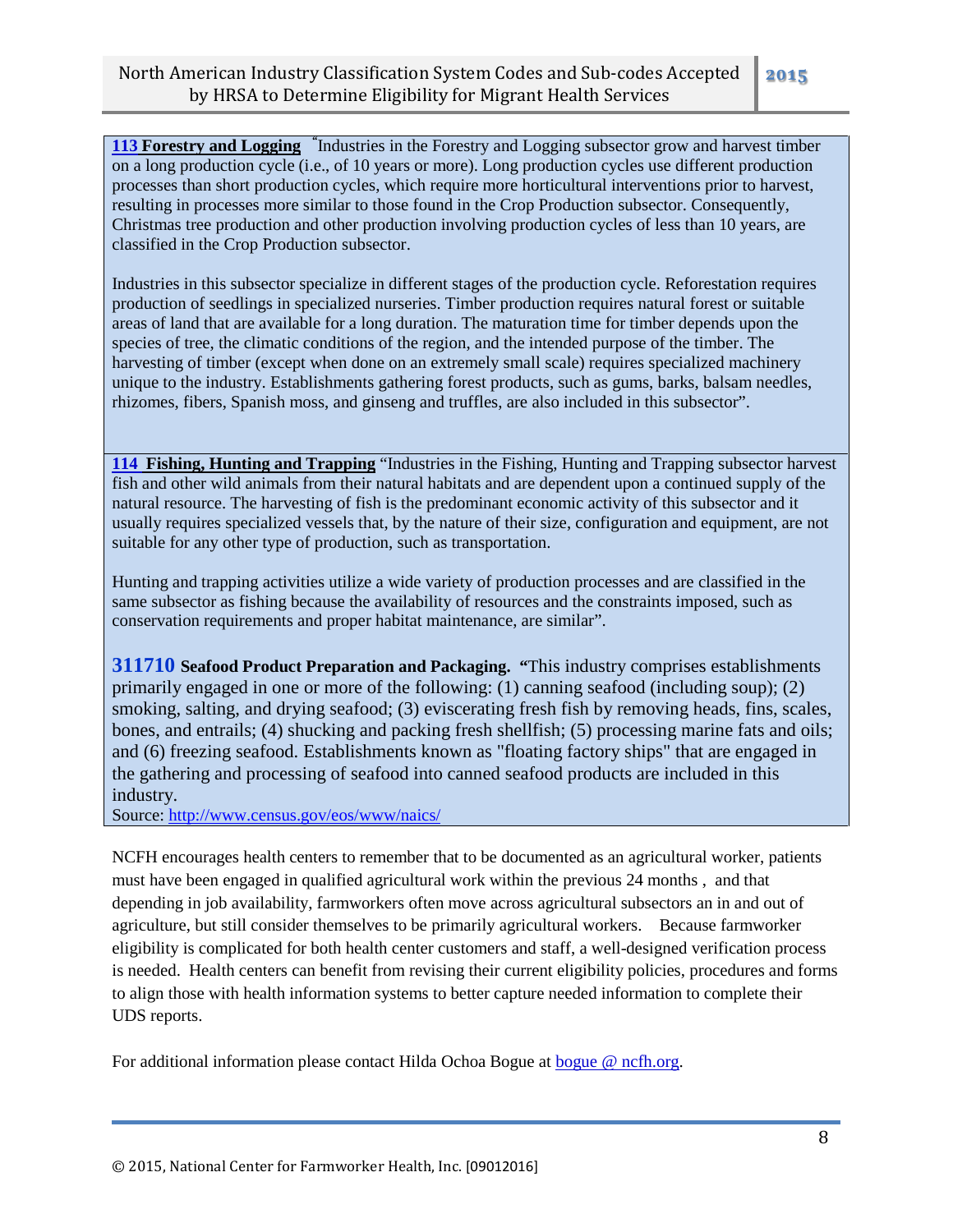**113 Forestry and Logging** "Industries in the Forestry and Logging subsector grow and harvest timber on a long production cycle (i.e., of 10 years or more). Long production cycles use different production processes than short production cycles, which require more horticultural interventions prior to harvest, resulting in processes more similar to those found in the Crop Production subsector. Consequently, Christmas tree production and other production involving production cycles of less than 10 years, are classified in the Crop Production subsector.

Industries in this subsector specialize in different stages of the production cycle. Reforestation requires production of seedlings in specialized nurseries. Timber production requires natural forest or suitable areas of land that are available for a long duration. The maturation time for timber depends upon the species of tree, the climatic conditions of the region, and the intended purpose of the timber. The harvesting of timber (except when done on an extremely small scale) requires specialized machinery unique to the industry. Establishments gathering forest products, such as gums, barks, balsam needles, rhizomes, fibers, Spanish moss, and ginseng and truffles, are also included in this subsector".

**114 Fishing, Hunting and Trapping** "Industries in the Fishing, Hunting and Trapping subsector harvest fish and other wild animals from their natural habitats and are dependent upon a continued supply of the natural resource. The harvesting of fish is the predominant economic activity of this subsector and it usually requires specialized vessels that, by the nature of their size, configuration and equipment, are not suitable for any other type of production, such as transportation.

Hunting and trapping activities utilize a wide variety of production processes and are classified in the same subsector as fishing because the availability of resources and the constraints imposed, such as conservation requirements and proper habitat maintenance, are similar".

**311710 Seafood Product Preparation and Packaging.** "This industry comprises establishments primarily engaged in one or more of the following: (1) canning seafood (including soup); (2) smoking, salting, and drying seafood; (3) eviscerating fresh fish by removing heads, fins, scales, bones, and entrails; (4) shucking and packing fresh shellfish; (5) processing marine fats and oils; and (6) freezing seafood. Establishments known as "floating factory ships" that are engaged in the gathering and processing of seafood into canned seafood products are included in this industry.

Source: http://www.census.gov/eos/www/naics/

NCFH encourages health centers to remember that to be documented as an agricultural worker, patients must have been engaged in qualified agricultural work within the previous 24 months , and that depending in job availability, farmworkers often move across agricultural subsectors an in and out of agriculture, but still consider themselves to be primarily agricultural workers. Because farmworker eligibility is complicated for both health center customers and staff, a well-designed verification process is needed. Health centers can benefit from revising their current eligibility policies, procedures and forms to align those with health information systems to better capture needed information to complete their UDS reports.

For additional information please contact Hilda Ochoa Bogue at bogue @ ncfh.org.

© 2015, National Center for Farmworker Health, Inc. [09012016]